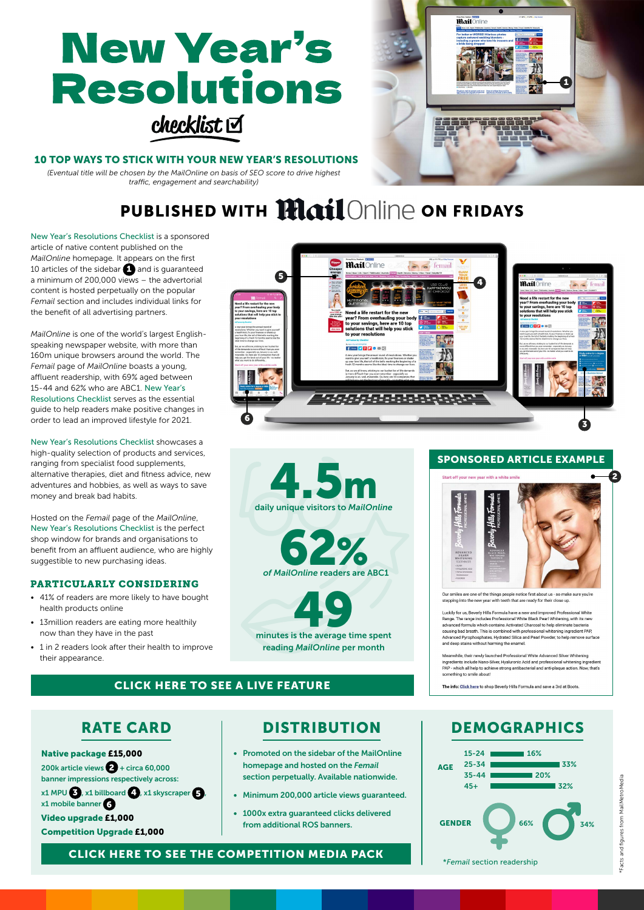# New Year's Resolutions

*checklist* ☑

## 10 TOP WAYS TO STICK WITH YOUR NEW YEAR'S RESOLUTIONS

*(Eventual title will be chosen by the MailOnline on basis of SEO score to drive highest traffic, engagement and searchability)*

## PUBLISHED WITH MailOnline ON FRIDAYS

New Year's Resolutions Checklist is a sponsored article of native content published on the *MailOnline* homepage. It appears on the first 10 articles of the sidebar 1 and is guaranteed a minimum of 200,000 views – the advertorial content is hosted perpetually on the popular *Femail* section and includes individual links for the benefit of all advertising partners.

*MailOnline* is one of the world's largest English-speaking newspaper website, with more than 160m unique browsers around the world. The *Femail* page of *MailOnline* boasts a young, affluent readership, with 69% aged between 15-44 and 62% who are ABC1. New Year's Resolutions Checklist serves as the essential guide to help readers make positive changes in order to lead an improved lifestyle for 2021.

New Year's Resolutions Checklist showcases a high-quality selection of products and services, ranging from specialist food supplements, alternative therapies, diet and fitness advice, new adventures and hobbies, as well as ways to save money and break bad habits.

Hosted on the *Femail* page of the *MailOnline*, New Year's Resolutions Checklist is the perfect shop window for brands and organisations to benefit from an affluent audience, who are highly suggestible to new purchasing ideas.

### PARTICULARLY CONSIDERING

- 41% of readers are more likely to have bought health products online
- 13million readers are eating more healthily now than they have in the past
- 1 in 2 readers look after their health to improve their appearance.

**4.5m** daily unique visitors to *MailOnline*

**62%** of *MailOnline* readers are ABC1

**49** minutes is the average time spent reading *MailOnline* per month

### SPONSORED ARTICLE EXAMPLE

Start off your new year with a white smile

Our smiles are one of the things people notice first about us - so make sure you're stepping into the new year with teeth that are ready for their close up.

Luckily for us, Beverly Hills Formula have a new and improved Professional White Range. The range includes Professional White Black Pearl Whitening, with its new advanced formula which contains Activated Charcoal to help eliminate bacteria causing bad breath. This is combined with professional whitening ingredient PAP, Advanced Pyrophosphates, Hydrated Silica and Pearl Powder, to help remove surface and deep stains without harming the enamel.

Meanwhile, their newly launched Professional White Advanced Silver Whitening ingredients include Nano-Silver, Hyaluronic Acid and professional whitening ingredient PAP - which all help to achieve strong antibacterial and anti-plaque action. Now, that's something to smile about!

**The info:** Click here to shop Beverly Hills Formula and save a 3rd at Boots.

**CLICK HERE TO SEE A LIVE FEATURE**

## RATE CARD

**Native package £15,000**

200k article views 2 + circa 60,000 banner impressions respectively across: x1 MPU 3, x1 billboard 4, x1 skyscraper 5, x1 mobile banner 6

**Video upgrade £1,000**

**Competition Upgrade £1,000**

**CLICK HERE TO SEE THE COMPETITION MEDIA PACK**

## DISTRIBUTION

- Promoted on the sidebar of the MailOnline homepage and hosted on the *Femail* section perpetually. Available nationwide.
- Minimum 200,000 article views guaranteed.
- 1000x extra guaranteed clicks delivered from additional ROS banners.

## DEMOGRAPHICS

| AGE | |
|---|---|
| 15-24 | 16% |
| 25-34 | 33% |
| 35-44 | 20% |
| 45+ | 32% |

GENDER: Female 66%, Male 34%

*\*Femail section readership*

\*Facts and figures from MailMetro Media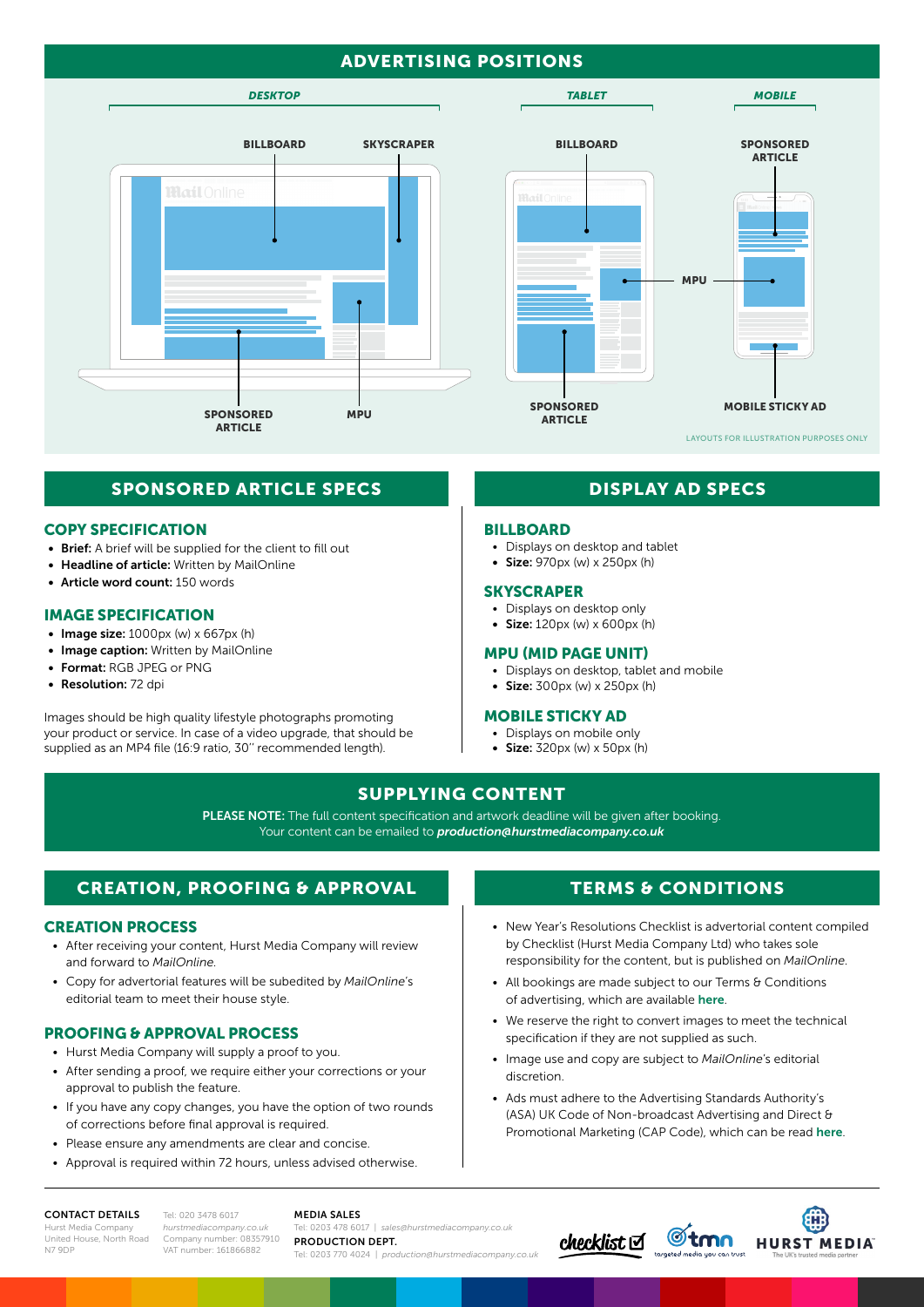# ADVERTISING POSITIONS

DESKTOP

BILLBOARD

SKYSCRAPER

SPONSORED ARTICLE

MPU

TABLET

BILLBOARD

SPONSORED ARTICLE

MPU

MOBILE

SPONSORED ARTICLE

MOBILE STICKY AD

LAYOUTS FOR ILLUSTRATION PURPOSES ONLY

## SPONSORED ARTICLE SPECS

### COPY SPECIFICATION

- **Brief:** A brief will be supplied for the client to fill out
- **Headline of article:** Written by MailOnline
- **Article word count:** 150 words

### IMAGE SPECIFICATION

- **Image size:** 1000px (w) x 667px (h)
- **Image caption:** Written by MailOnline
- **Format:** RGB JPEG or PNG
- **Resolution:** 72 dpi

Images should be high quality lifestyle photographs promoting your product or service. In case of a video upgrade, that should be supplied as an MP4 file (16:9 ratio, 30'' recommended length).

## DISPLAY AD SPECS

### BILLBOARD

- Displays on desktop and tablet
- **Size:** 970px (w) x 250px (h)

### SKYSCRAPER

- Displays on desktop only
- **Size:** 120px (w) x 600px (h)

### MPU (MID PAGE UNIT)

- Displays on desktop, tablet and mobile
- **Size:** 300px (w) x 250px (h)

### MOBILE STICKY AD

- Displays on mobile only
- **Size:** 320px (w) x 50px (h)

## SUPPLYING CONTENT

**PLEASE NOTE:** The full content specification and artwork deadline will be given after booking. Your content can be emailed to ***production@hurstmediacompany.co.uk***

## CREATION, PROOFING & APPROVAL

### CREATION PROCESS

- After receiving your content, Hurst Media Company will review and forward to *MailOnline*.
- Copy for advertorial features will be subedited by *MailOnline*'s editorial team to meet their house style.

### PROOFING & APPROVAL PROCESS

- Hurst Media Company will supply a proof to you.
- After sending a proof, we require either your corrections or your approval to publish the feature.
- If you have any copy changes, you have the option of two rounds of corrections before final approval is required.
- Please ensure any amendments are clear and concise.
- Approval is required within 72 hours, unless advised otherwise.

## TERMS & CONDITIONS

- New Year's Resolutions Checklist is advertorial content compiled by Checklist (Hurst Media Company Ltd) who takes sole responsibility for the content, but is published on *MailOnline*.
- All bookings are made subject to our Terms & Conditions of advertising, which are available **here**.
- We reserve the right to convert images to meet the technical specification if they are not supplied as such.
- Image use and copy are subject to *MailOnline*'s editorial discretion.
- Ads must adhere to the Advertising Standards Authority's (ASA) UK Code of Non-broadcast Advertising and Direct & Promotional Marketing (CAP Code), which can be read **here**.

**CONTACT DETAILS**
Hurst Media Company
United House, North Road
N7 9DP

Tel: 020 3478 6017
*hurstmediacompany.co.uk*
Company number: 08357910
VAT number: 161866882

**MEDIA SALES**
Tel: 0203 478 6017 | *sales@hurstmediacompany.co.uk*

**PRODUCTION DEPT.**
Tel: 0203 770 4024 | *production@hurstmediacompany.co.uk*

checklist

tmn targeted media you can trust

HURST MEDIA The UK's trusted media partner